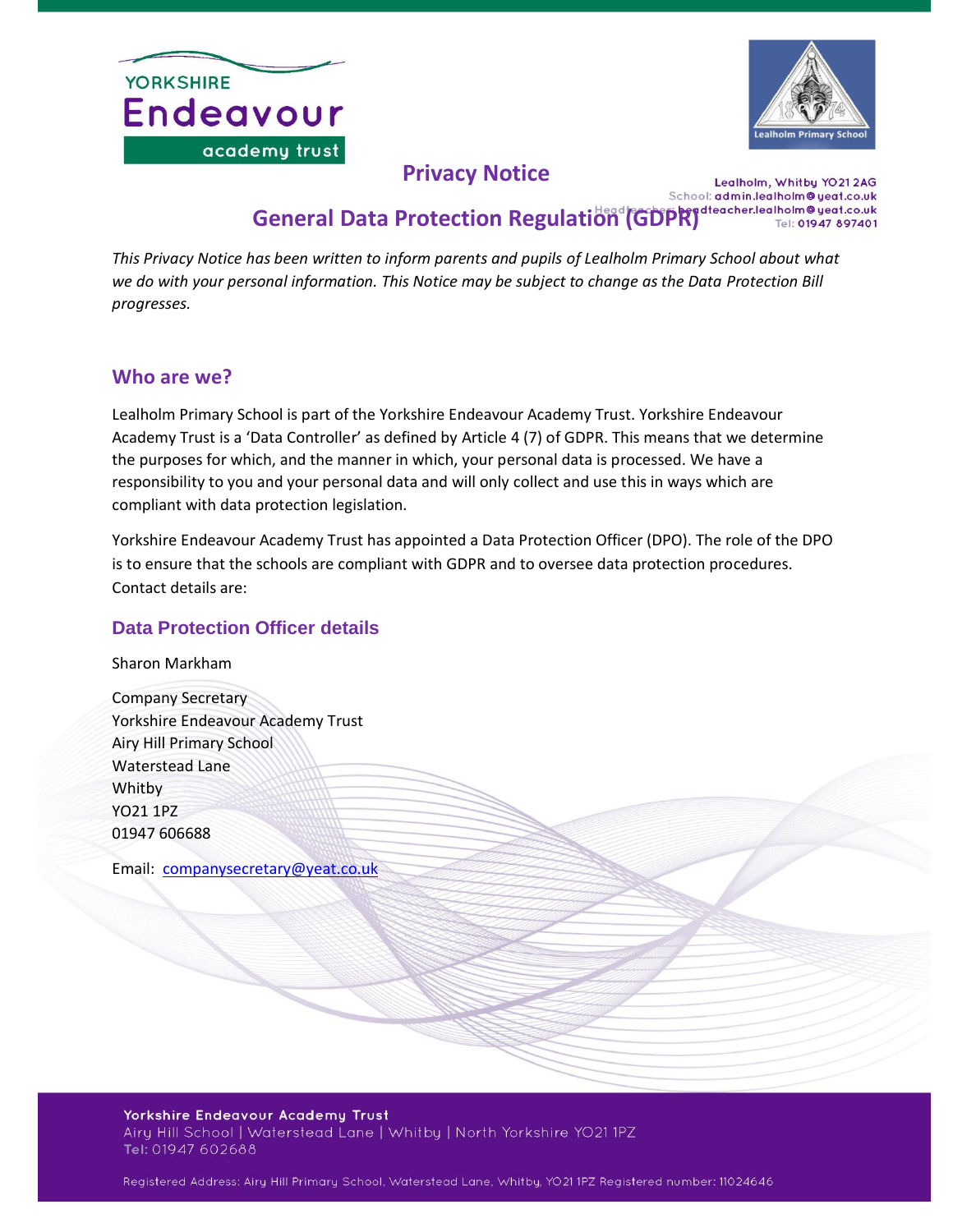# Privacy Notice

Lealholm, Whitby YO21 2AG
School: admin.lealholm@yeat.co.uk
Headteacher: headteacher.lealholm@yeat.co.uk
Tel: 01947 897401

## General Data Protection Regulation (GDPR)

*This Privacy Notice has been written to inform parents and pupils of Lealholm Primary School about what we do with your personal information. This Notice may be subject to change as the Data Protection Bill progresses.*

### Who are we?

Lealholm Primary School is part of the Yorkshire Endeavour Academy Trust. Yorkshire Endeavour Academy Trust is a 'Data Controller' as defined by Article 4 (7) of GDPR. This means that we determine the purposes for which, and the manner in which, your personal data is processed. We have a responsibility to you and your personal data and will only collect and use this in ways which are compliant with data protection legislation.

Yorkshire Endeavour Academy Trust has appointed a Data Protection Officer (DPO). The role of the DPO is to ensure that the schools are compliant with GDPR and to oversee data protection procedures. Contact details are:

### Data Protection Officer details

Sharon Markham

Company Secretary
Yorkshire Endeavour Academy Trust
Airy Hill Primary School
Waterstead Lane
Whitby
YO21 1PZ
01947 606688

Email: companysecretary@yeat.co.uk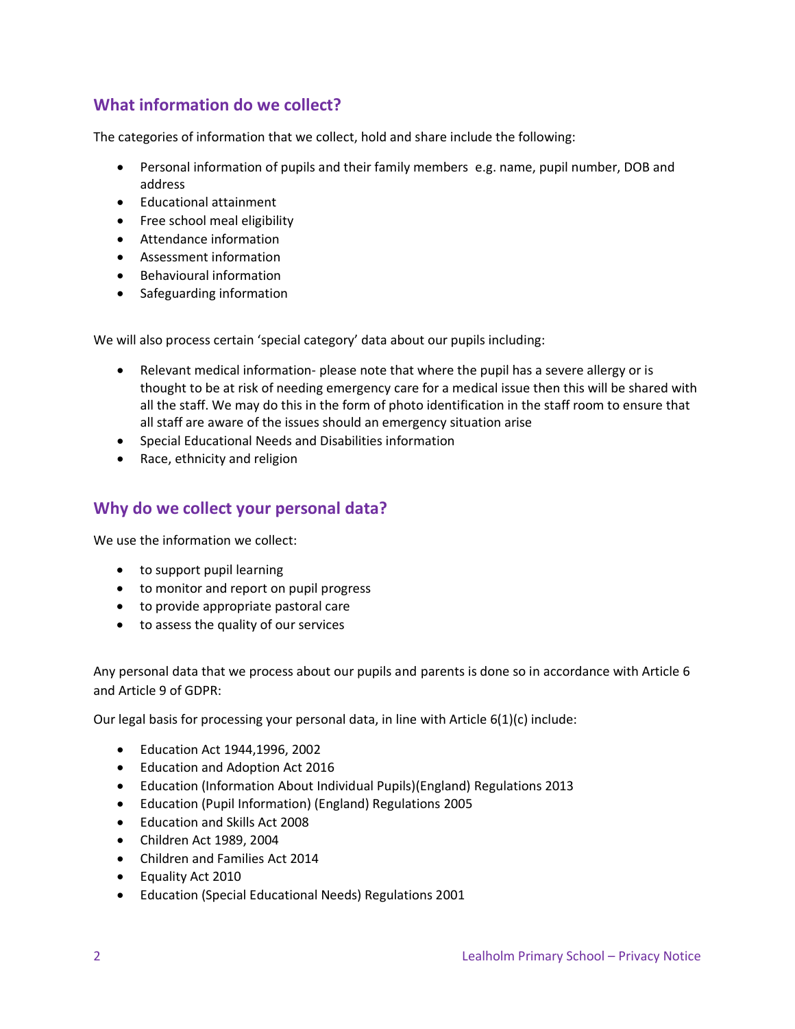## What information do we collect?

The categories of information that we collect, hold and share include the following:

- Personal information of pupils and their family members e.g. name, pupil number, DOB and address
- Educational attainment
- Free school meal eligibility
- Attendance information
- Assessment information
- Behavioural information
- Safeguarding information

We will also process certain 'special category' data about our pupils including:

- Relevant medical information- please note that where the pupil has a severe allergy or is thought to be at risk of needing emergency care for a medical issue then this will be shared with all the staff. We may do this in the form of photo identification in the staff room to ensure that all staff are aware of the issues should an emergency situation arise
- Special Educational Needs and Disabilities information
- Race, ethnicity and religion

## Why do we collect your personal data?

We use the information we collect:

- to support pupil learning
- to monitor and report on pupil progress
- to provide appropriate pastoral care
- to assess the quality of our services

Any personal data that we process about our pupils and parents is done so in accordance with Article 6 and Article 9 of GDPR:

Our legal basis for processing your personal data, in line with Article 6(1)(c) include:

- Education Act 1944,1996, 2002
- Education and Adoption Act 2016
- Education (Information About Individual Pupils)(England) Regulations 2013
- Education (Pupil Information) (England) Regulations 2005
- Education and Skills Act 2008
- Children Act 1989, 2004
- Children and Families Act 2014
- Equality Act 2010
- Education (Special Educational Needs) Regulations 2001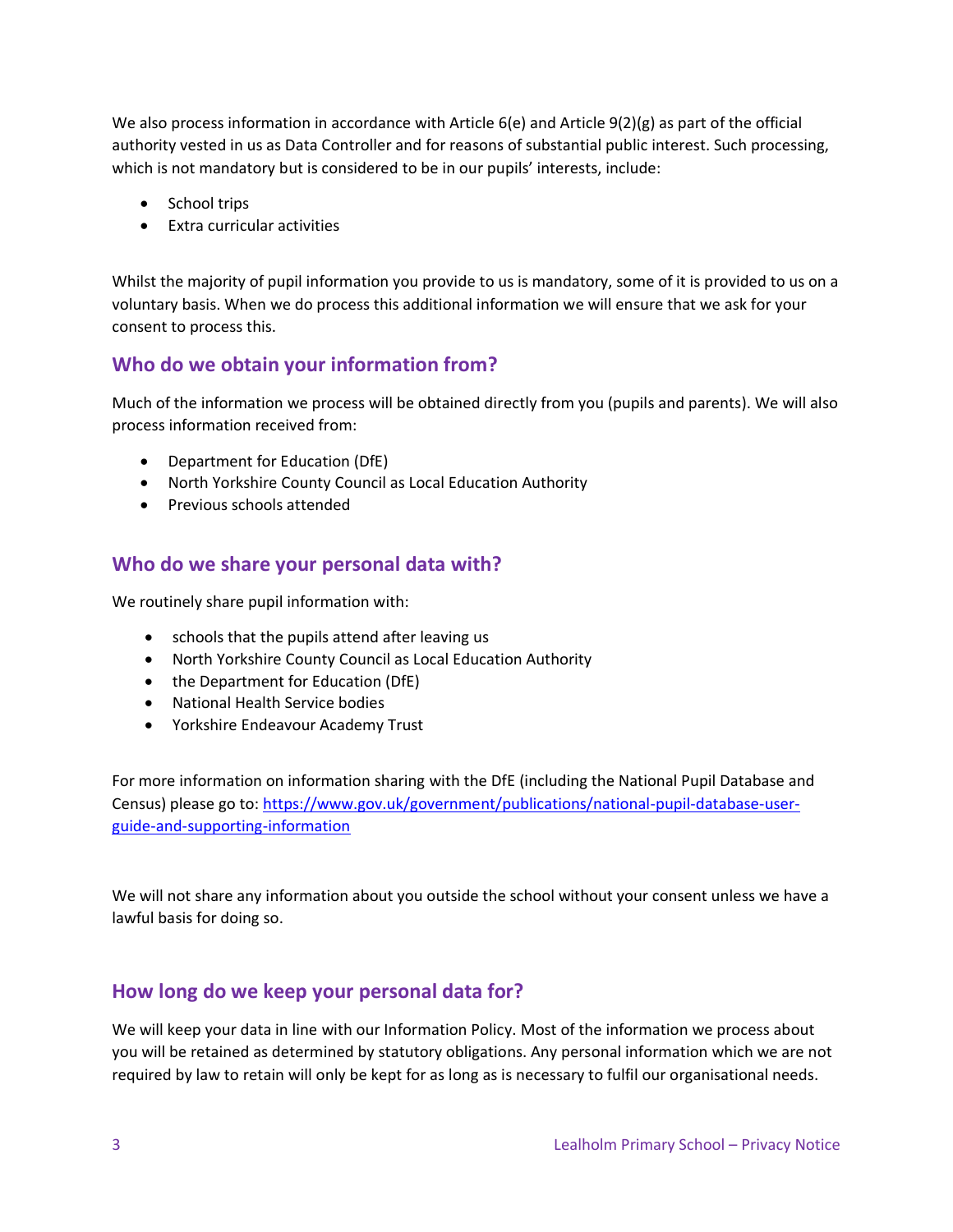We also process information in accordance with Article 6(e) and Article 9(2)(g) as part of the official authority vested in us as Data Controller and for reasons of substantial public interest. Such processing, which is not mandatory but is considered to be in our pupils' interests, include:

- School trips
- Extra curricular activities

Whilst the majority of pupil information you provide to us is mandatory, some of it is provided to us on a voluntary basis. When we do process this additional information we will ensure that we ask for your consent to process this.

## Who do we obtain your information from?

Much of the information we process will be obtained directly from you (pupils and parents). We will also process information received from:

- Department for Education (DfE)
- North Yorkshire County Council as Local Education Authority
- Previous schools attended

## Who do we share your personal data with?

We routinely share pupil information with:

- schools that the pupils attend after leaving us
- North Yorkshire County Council as Local Education Authority
- the Department for Education (DfE)
- National Health Service bodies
- Yorkshire Endeavour Academy Trust

For more information on information sharing with the DfE (including the National Pupil Database and Census) please go to: [https://www.gov.uk/government/publications/national-pupil-database-user-guide-and-supporting-information](https://www.gov.uk/government/publications/national-pupil-database-user-guide-and-supporting-information)

We will not share any information about you outside the school without your consent unless we have a lawful basis for doing so.

## How long do we keep your personal data for?

We will keep your data in line with our Information Policy. Most of the information we process about you will be retained as determined by statutory obligations. Any personal information which we are not required by law to retain will only be kept for as long as is necessary to fulfil our organisational needs.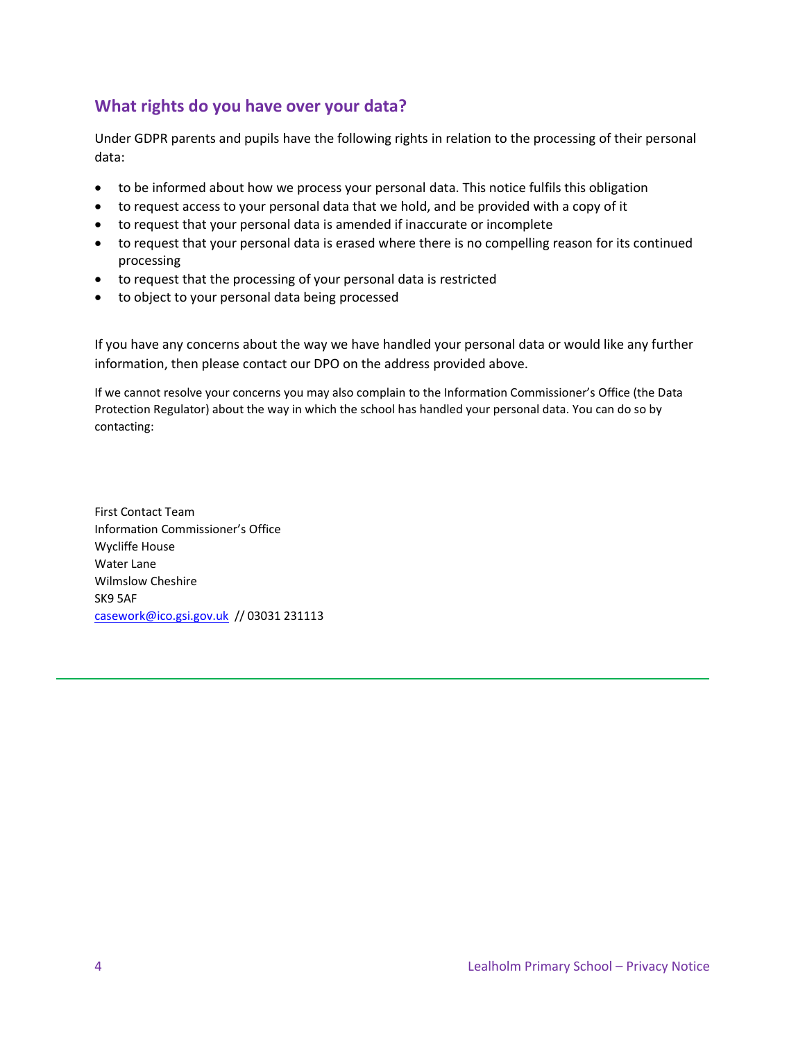## What rights do you have over your data?

Under GDPR parents and pupils have the following rights in relation to the processing of their personal data:

- to be informed about how we process your personal data. This notice fulfils this obligation
- to request access to your personal data that we hold, and be provided with a copy of it
- to request that your personal data is amended if inaccurate or incomplete
- to request that your personal data is erased where there is no compelling reason for its continued processing
- to request that the processing of your personal data is restricted
- to object to your personal data being processed

If you have any concerns about the way we have handled your personal data or would like any further information, then please contact our DPO on the address provided above.

If we cannot resolve your concerns you may also complain to the Information Commissioner's Office (the Data Protection Regulator) about the way in which the school has handled your personal data. You can do so by contacting:

First Contact Team
Information Commissioner's Office
Wycliffe House
Water Lane
Wilmslow Cheshire
SK9 5AF
casework@ico.gsi.gov.uk // 03031 231113